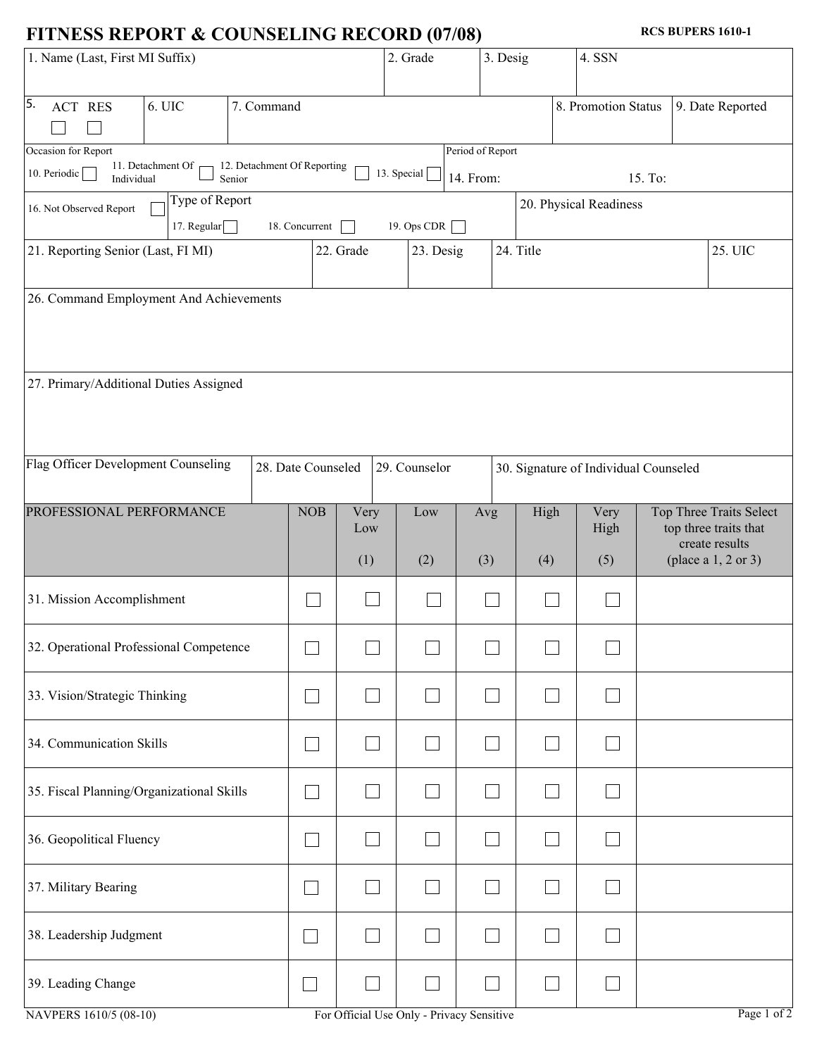# FITNESS REPORT & COUNSELING RECORD (07/08)

RCS BUPERS 1610-1

| 1. Name (Last, First MI Suffix) | 2. Grade | 3. Desig | 4. SSN |
|---|---|---|---|
| | | | |

| 5. ACT ☐ RES ☐ | 6. UIC | 7. Command | 8. Promotion Status | 9. Date Reported |
|---|---|---|---|---|
| | | | | |

**Occasion for Report**

10. Periodic ☐ 11. Detachment Of Individual ☐ 12. Detachment Of Reporting Senior ☐ 13. Special ☐

**Period of Report**

14. From: 15. To:

16. Not Observed Report ☐

**Type of Report**

17. Regular ☐ 18. Concurrent ☐ 19. Ops CDR ☐

20. Physical Readiness

| 21. Reporting Senior (Last, FI MI) | 22. Grade | 23. Desig | 24. Title | 25. UIC |
|---|---|---|---|---|
| | | | | |

26. Command Employment And Achievements

27. Primary/Additional Duties Assigned

| Flag Officer Development Counseling | 28. Date Counseled | 29. Counselor | 30. Signature of Individual Counseled |
|---|---|---|---|
| | | | |

| PROFESSIONAL PERFORMANCE | NOB | Very Low (1) | Low (2) | Avg (3) | High (4) | Very High (5) | Top Three Traits Select top three traits that create results (place a 1, 2 or 3) |
|---|---|---|---|---|---|---|---|
| 31. Mission Accomplishment | ☐ | ☐ | ☐ | ☐ | ☐ | ☐ | |
| 32. Operational Professional Competence | ☐ | ☐ | ☐ | ☐ | ☐ | ☐ | |
| 33. Vision/Strategic Thinking | ☐ | ☐ | ☐ | ☐ | ☐ | ☐ | |
| 34. Communication Skills | ☐ | ☐ | ☐ | ☐ | ☐ | ☐ | |
| 35. Fiscal Planning/Organizational Skills | ☐ | ☐ | ☐ | ☐ | ☐ | ☐ | |
| 36. Geopolitical Fluency | ☐ | ☐ | ☐ | ☐ | ☐ | ☐ | |
| 37. Military Bearing | ☐ | ☐ | ☐ | ☐ | ☐ | ☐ | |
| 38. Leadership Judgment | ☐ | ☐ | ☐ | ☐ | ☐ | ☐ | |
| 39. Leading Change | ☐ | ☐ | ☐ | ☐ | ☐ | ☐ | |

NAVPERS 1610/5 (08-10) For Official Use Only - Privacy Sensitive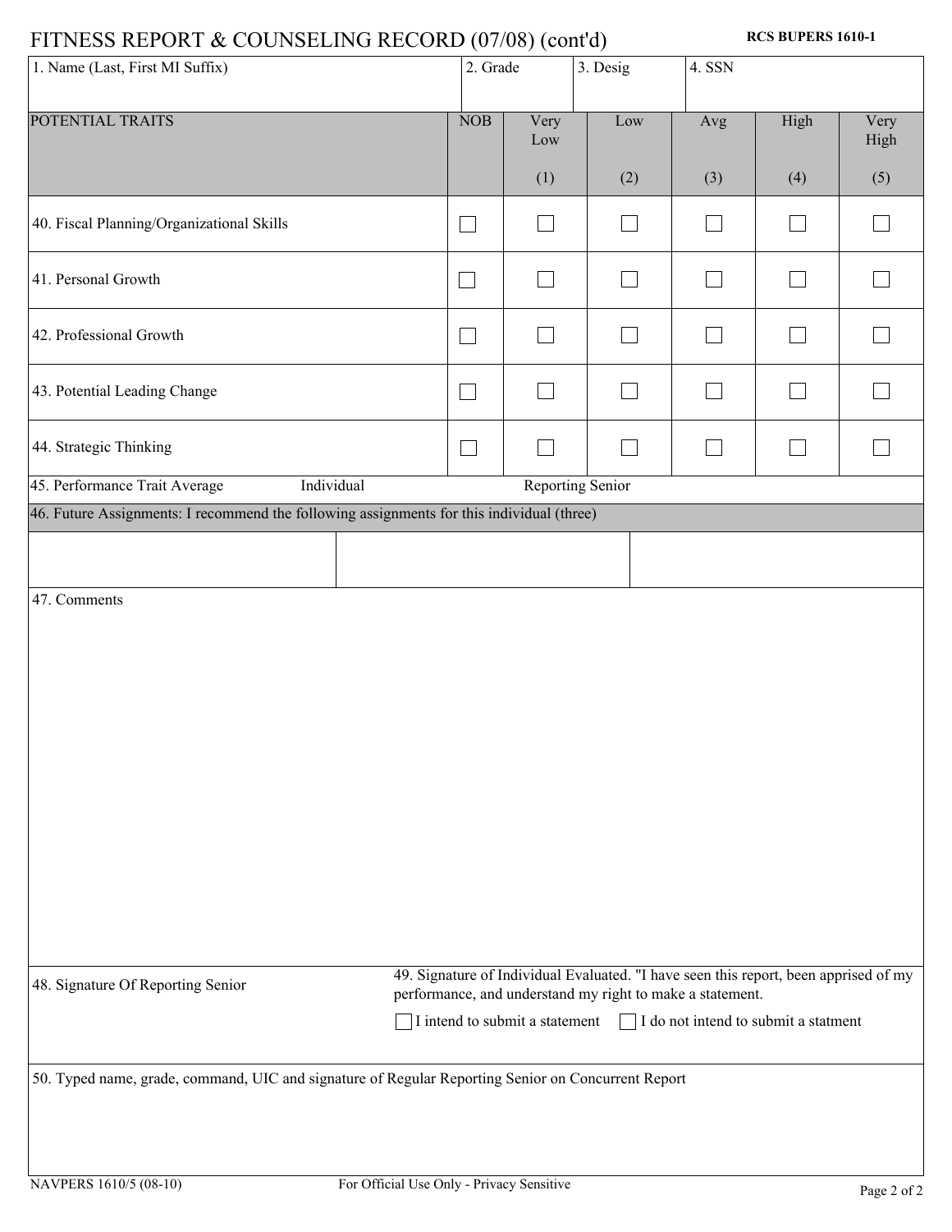# FITNESS REPORT & COUNSELING RECORD (07/08) (cont'd)

**RCS BUPERS 1610-1**

| 1. Name (Last, First MI Suffix) | 2. Grade | 3. Desig | 4. SSN |
|---|---|---|---|
| | | | |

| POTENTIAL TRAITS | NOB | Very Low (1) | Low (2) | Avg (3) | High (4) | Very High (5) |
|---|---|---|---|---|---|---|
| 40. Fiscal Planning/Organizational Skills | ☐ | ☐ | ☐ | ☐ | ☐ | ☐ |
| 41. Personal Growth | ☐ | ☐ | ☐ | ☐ | ☐ | ☐ |
| 42. Professional Growth | ☐ | ☐ | ☐ | ☐ | ☐ | ☐ |
| 43. Potential Leading Change | ☐ | ☐ | ☐ | ☐ | ☐ | ☐ |
| 44. Strategic Thinking | ☐ | ☐ | ☐ | ☐ | ☐ | ☐ |

45. Performance Trait Average    Individual    Reporting Senior

**46. Future Assignments: I recommend the following assignments for this individual (three)**

| | | |
|---|---|---|
| | | |

47. Comments

48. Signature Of Reporting Senior

49. Signature of Individual Evaluated. "I have seen this report, been apprised of my performance, and understand my right to make a statement.

☐ I intend to submit a statement    ☐ I do not intend to submit a statment

50. Typed name, grade, command, UIC and signature of Regular Reporting Senior on Concurrent Report

NAVPERS 1610/5 (08-10)    For Official Use Only - Privacy Sensitive